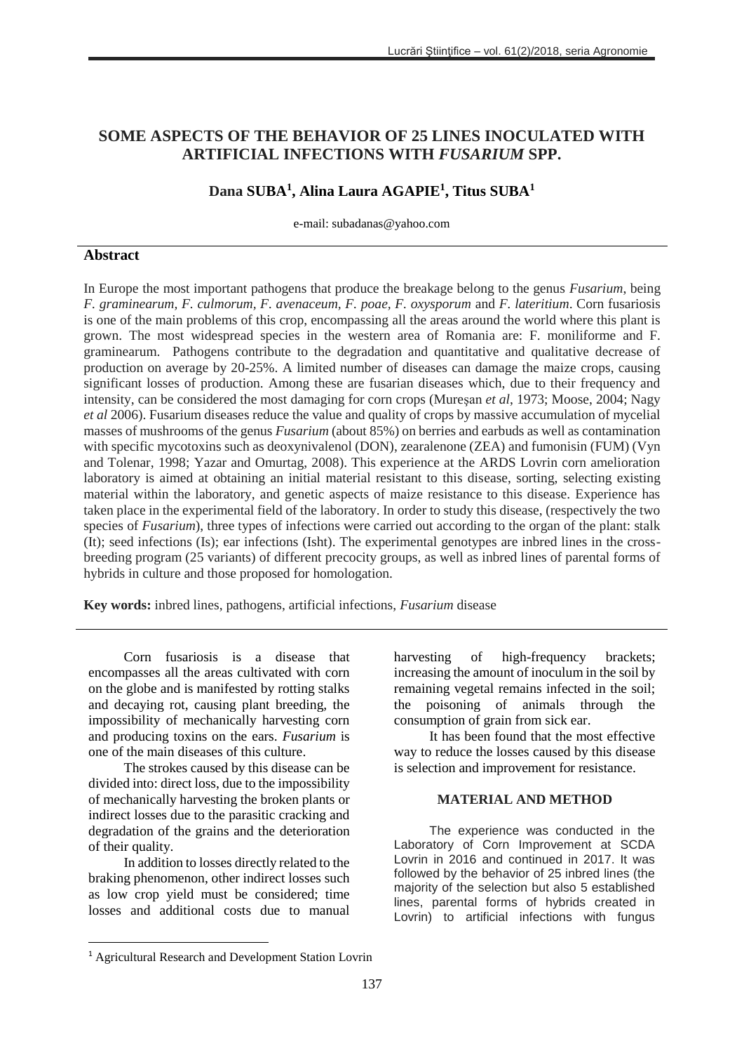# SOME ASPECTS OF THE BEHAVIOR OF 25 LINES INOCULATED WITH ARTIFICIAL INFECTIONS WITH *FUSARIUM* SPP.

**Dana SUBA[1], Alina Laura AGAPIE[1], Titus SUBA[1]**

e-mail: subadanas@yahoo.com

## Abstract

In Europe the most important pathogens that produce the breakage belong to the genus *Fusarium*, being *F. graminearum, F. culmorum, F. avenaceum, F. poae, F. oxysporum* and *F. lateritium*. Corn fusariosis is one of the main problems of this crop, encompassing all the areas around the world where this plant is grown. The most widespread species in the western area of Romania are: F. moniliforme and F. graminearum. Pathogens contribute to the degradation and quantitative and qualitative decrease of production on average by 20-25%. A limited number of diseases can damage the maize crops, causing significant losses of production. Among these are fusarian diseases which, due to their frequency and intensity, can be considered the most damaging for corn crops (Mureşan *et al*, 1973; Moose, 2004; Nagy *et al* 2006). Fusarium diseases reduce the value and quality of crops by massive accumulation of mycelial masses of mushrooms of the genus *Fusarium* (about 85%) on berries and earbuds as well as contamination with specific mycotoxins such as deoxynivalenol (DON), zearalenone (ZEA) and fumonisin (FUM) (Vyn and Tolenar, 1998; Yazar and Omurtag, 2008). This experience at the ARDS Lovrin corn amelioration laboratory is aimed at obtaining an initial material resistant to this disease, sorting, selecting existing material within the laboratory, and genetic aspects of maize resistance to this disease. Experience has taken place in the experimental field of the laboratory. In order to study this disease, (respectively the two species of *Fusarium*), three types of infections were carried out according to the organ of the plant: stalk (It); seed infections (Is); ear infections (Isht). The experimental genotypes are inbred lines in the cross-breeding program (25 variants) of different precocity groups, as well as inbred lines of parental forms of hybrids in culture and those proposed for homologation.

**Key words:** inbred lines, pathogens, artificial infections, *Fusarium* disease

Corn fusariosis is a disease that encompasses all the areas cultivated with corn on the globe and is manifested by rotting stalks and decaying rot, causing plant breeding, the impossibility of mechanically harvesting corn and producing toxins on the ears. *Fusarium* is one of the main diseases of this culture.

The strokes caused by this disease can be divided into: direct loss, due to the impossibility of mechanically harvesting the broken plants or indirect losses due to the parasitic cracking and degradation of the grains and the deterioration of their quality.

In addition to losses directly related to the braking phenomenon, other indirect losses such as low crop yield must be considered; time losses and additional costs due to manual harvesting of high-frequency brackets; increasing the amount of inoculum in the soil by remaining vegetal remains infected in the soil; the poisoning of animals through the consumption of grain from sick ear.

It has been found that the most effective way to reduce the losses caused by this disease is selection and improvement for resistance.

## MATERIAL AND METHOD

The experience was conducted in the Laboratory of Corn Improvement at SCDA Lovrin in 2016 and continued in 2017. It was followed by the behavior of 25 inbred lines (the majority of the selection but also 5 established lines, parental forms of hybrids created in Lovrin) to artificial infections with fungus

[1] Agricultural Research and Development Station Lovrin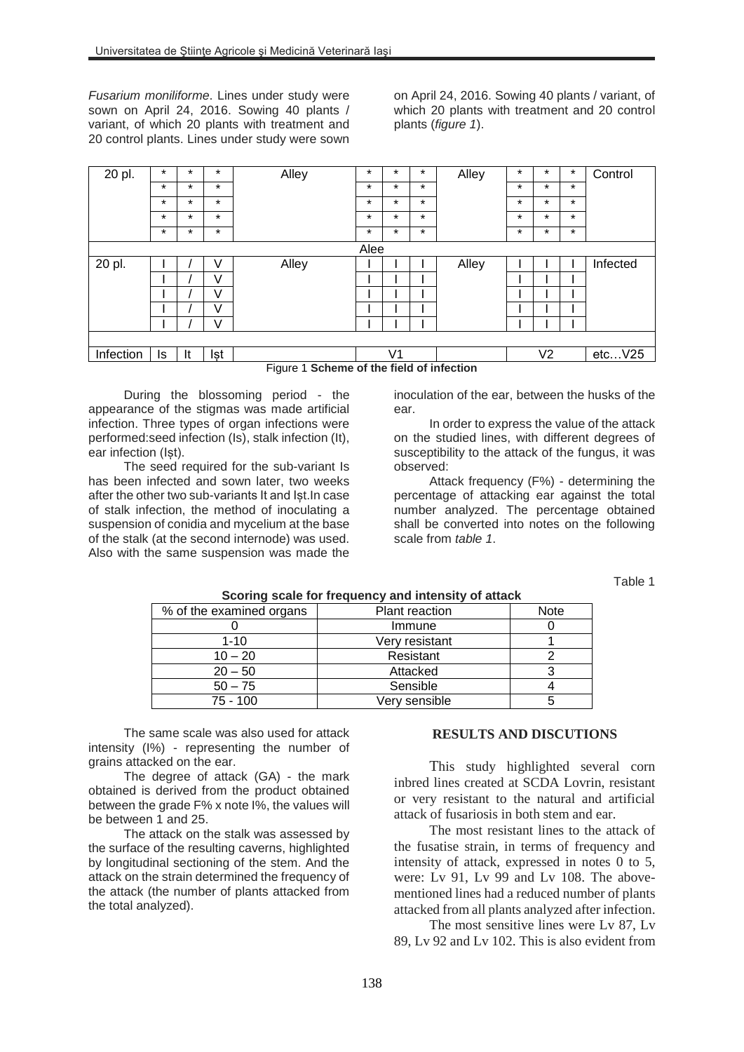*Fusarium moniliforme*. Lines under study were sown on April 24, 2016. Sowing 40 plants / variant, of which 20 plants with treatment and 20 control plants. Lines under study were sown on April 24, 2016. Sowing 40 plants / variant, of which 20 plants with treatment and 20 control plants (*figure 1*).

| 20 pl. | * | * | * | Alley | * | * | * | Alley | * | * | * | Control |
|---|---|---|---|---|---|---|---|---|---|---|---|---|
| | * | * | * | | * | * | * | | * | * | * | |
| | * | * | * | | * | * | * | | * | * | * | |
| | * | * | * | | * | * | * | | * | * | * | |
| | * | * | * | | * | * | * | | * | * | * | |
| | | | | | Alee | | | | | | | |
| 20 pl. | I | / | V | Alley | I | I | I | Alley | I | I | I | Infected |
| | I | / | V | | I | I | I | | I | I | I | |
| | I | / | V | | I | I | I | | I | I | I | |
| | I | / | V | | I | I | I | | I | I | I | |
| | I | / | V | | I | I | I | | I | I | I | |
| | | | | | | | | | | | | |
| Infection | Is | It | Işt | | | V1 | | | | V2 | | etc…V25 |

Figure 1 **Scheme of the field of infection**

During the blossoming period - the appearance of the stigmas was made artificial infection. Three types of organ infections were performed:seed infection (Is), stalk infection (It), ear infection (Işt).

The seed required for the sub-variant Is has been infected and sown later, two weeks after the other two sub-variants It and Işt.In case of stalk infection, the method of inoculating a suspension of conidia and mycelium at the base of the stalk (at the second internode) was used. Also with the same suspension was made the inoculation of the ear, between the husks of the ear.

In order to express the value of the attack on the studied lines, with different degrees of susceptibility to the attack of the fungus, it was observed:

Attack frequency (F%) - determining the percentage of attacking ear against the total number analyzed. The percentage obtained shall be converted into notes on the following scale from *table 1*.

Table 1

**Scoring scale for frequency and intensity of attack**

| % of the examined organs | Plant reaction | Note |
|---|---|---|
| 0 | Immune | 0 |
| 1-10 | Very resistant | 1 |
| 10 – 20 | Resistant | 2 |
| 20 – 50 | Attacked | 3 |
| 50 – 75 | Sensible | 4 |
| 75 - 100 | Very sensible | 5 |

The same scale was also used for attack intensity (I%) - representing the number of grains attacked on the ear.

The degree of attack (GA) - the mark obtained is derived from the product obtained between the grade F% x note I%, the values will be between 1 and 25.

The attack on the stalk was assessed by the surface of the resulting caverns, highlighted by longitudinal sectioning of the stem. And the attack on the strain determined the frequency of the attack (the number of plants attacked from the total analyzed).

## RESULTS AND DISCUTIONS

This study highlighted several corn inbred lines created at SCDA Lovrin, resistant or very resistant to the natural and artificial attack of fusariosis in both stem and ear.

The most resistant lines to the attack of the fusatise strain, in terms of frequency and intensity of attack, expressed in notes 0 to 5, were: Lv 91, Lv 99 and Lv 108. The above-mentioned lines had a reduced number of plants attacked from all plants analyzed after infection.

The most sensitive lines were Lv 87, Lv 89, Lv 92 and Lv 102. This is also evident from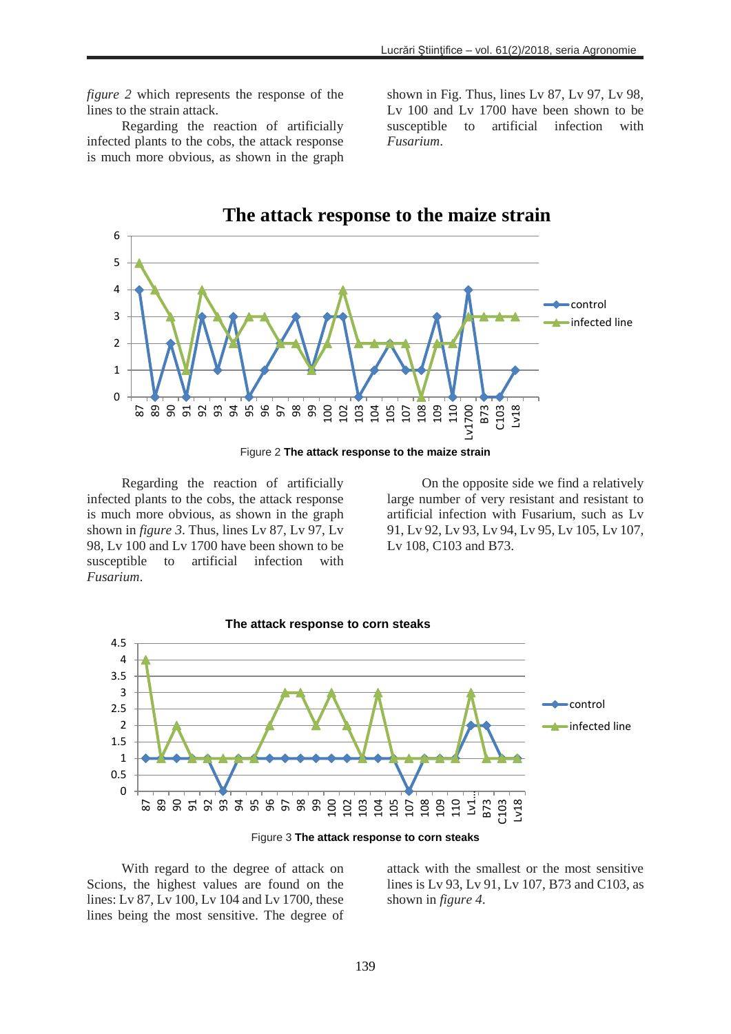*figure 2* which represents the response of the lines to the strain attack.

Regarding the reaction of artificially infected plants to the cobs, the attack response is much more obvious, as shown in the graph shown in Fig. Thus, lines Lv 87, Lv 97, Lv 98, Lv 100 and Lv 1700 have been shown to be susceptible to artificial infection with *Fusarium*.

Figure 2 **The attack response to the maize strain**

Regarding the reaction of artificially infected plants to the cobs, the attack response is much more obvious, as shown in the graph shown in *figure 3*. Thus, lines Lv 87, Lv 97, Lv 98, Lv 100 and Lv 1700 have been shown to be susceptible to artificial infection with *Fusarium*.

On the opposite side we find a relatively large number of very resistant and resistant to artificial infection with Fusarium, such as Lv 91, Lv 92, Lv 93, Lv 94, Lv 95, Lv 105, Lv 107, Lv 108, C103 and B73.

Figure 3 **The attack response to corn steaks**

With regard to the degree of attack on Scions, the highest values are found on the lines: Lv 87, Lv 100, Lv 104 and Lv 1700, these lines being the most sensitive. The degree of attack with the smallest or the most sensitive lines is Lv 93, Lv 91, Lv 107, B73 and C103, as shown in *figure 4*.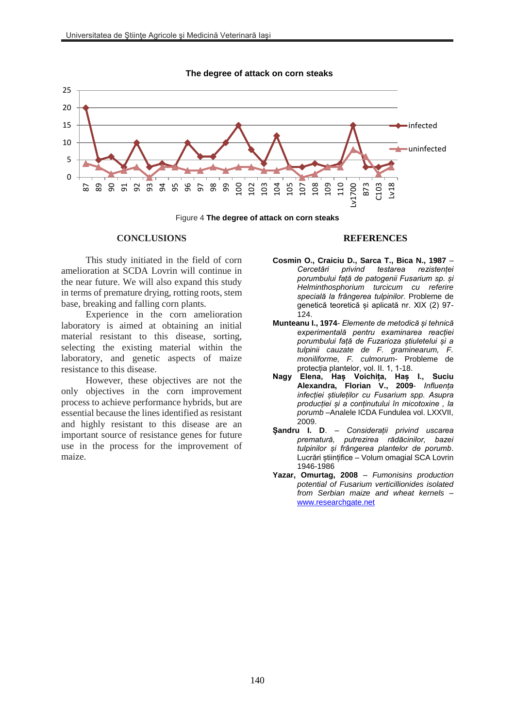The degree of attack on corn steaks

25
20
15
10
5
0

87 89 90 91 92 93 94 95 96 97 98 99 100 102 103 104 105 107 108 109 110 Lv1700 B73 C103 Lv18

infected
uninfected

Figure 4 **The degree of attack on corn steaks**

## CONCLUSIONS

This study initiated in the field of corn amelioration at SCDA Lovrin will continue in the near future. We will also expand this study in terms of premature drying, rotting roots, stem base, breaking and falling corn plants.

Experience in the corn amelioration laboratory is aimed at obtaining an initial material resistant to this disease, sorting, selecting the existing material within the laboratory, and genetic aspects of maize resistance to this disease.

However, these objectives are not the only objectives in the corn improvement process to achieve performance hybrids, but are essential because the lines identified as resistant and highly resistant to this disease are an important source of resistance genes for future use in the process for the improvement of maize.

## REFERENCES

**Cosmin O., Craiciu D., Sarca T., Bica N., 1987** – *Cercetări privind testarea rezistenței porumbului față de patogenii Fusarium sp. și Helminthosphorium turcicum cu referire specială la frângerea tulpinilor.* Probleme de genetică teoretică și aplicată nr. XIX (2) 97-124.

**Munteanu I., 1974**- *Elemente de metodică și tehnică experimentală pentru examinarea reacției porumbului față de Fuzarioza știuletelui și a tulpinii cauzate de F. graminearum, F. moniliforme, F. culmorum*- Probleme de protecția plantelor, vol. II. 1, 1-18.

**Nagy Elena, Haș Voichița, Haș I., Suciu Alexandra, Florian V., 2009**- *Influența infecției știuleților cu Fusarium spp. Asupra producției și a conținutului în micotoxine , la porumb* –Analele ICDA Fundulea vol. LXXVII, 2009.

**Șandru I. D**. – *Considerații privind uscarea prematură, putrezirea rădăcinilor, bazei tulpinilor și frângerea plantelor de porumb*. Lucrări științifice – Volum omagial SCA Lovrin 1946-1986

**Yazar, Omurtag, 2008** – *Fumonisins production potential of Fusarium verticillionides isolated from Serbian maize and wheat kernels* – www.researchgate.net